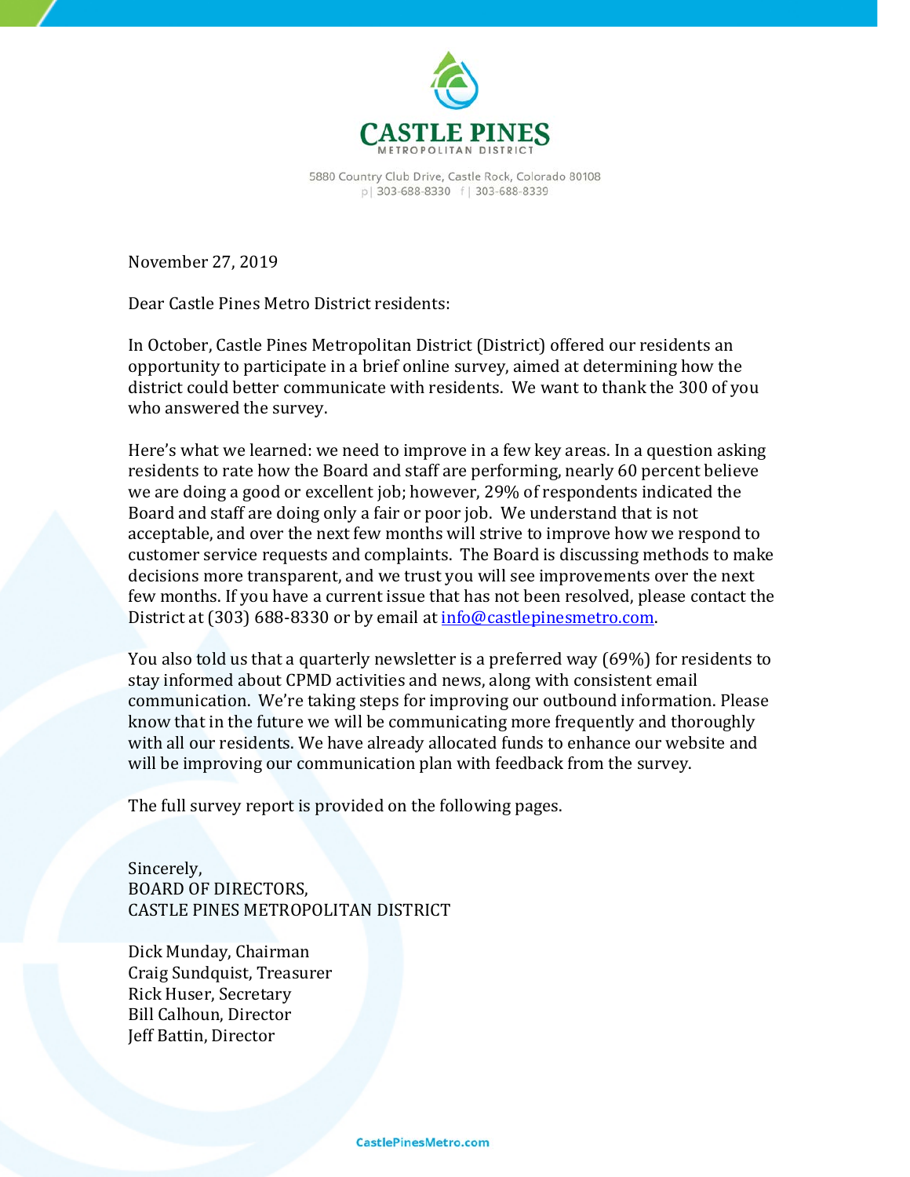# CASTLE PINES

METROPOLITAN DISTRICT

5880 Country Club Drive, Castle Rock, Colorado 80108
p | 303-688-8330 f | 303-688-8339

November 27, 2019

Dear Castle Pines Metro District residents:

In October, Castle Pines Metropolitan District (District) offered our residents an opportunity to participate in a brief online survey, aimed at determining how the district could better communicate with residents. We want to thank the 300 of you who answered the survey.

Here's what we learned: we need to improve in a few key areas. In a question asking residents to rate how the Board and staff are performing, nearly 60 percent believe we are doing a good or excellent job; however, 29% of respondents indicated the Board and staff are doing only a fair or poor job. We understand that is not acceptable, and over the next few months will strive to improve how we respond to customer service requests and complaints. The Board is discussing methods to make decisions more transparent, and we trust you will see improvements over the next few months. If you have a current issue that has not been resolved, please contact the District at (303) 688-8330 or by email at info@castlepinesmetro.com.

You also told us that a quarterly newsletter is a preferred way (69%) for residents to stay informed about CPMD activities and news, along with consistent email communication. We're taking steps for improving our outbound information. Please know that in the future we will be communicating more frequently and thoroughly with all our residents. We have already allocated funds to enhance our website and will be improving our communication plan with feedback from the survey.

The full survey report is provided on the following pages.

Sincerely,
BOARD OF DIRECTORS,
CASTLE PINES METROPOLITAN DISTRICT

Dick Munday, Chairman
Craig Sundquist, Treasurer
Rick Huser, Secretary
Bill Calhoun, Director
Jeff Battin, Director

CastlePinesMetro.com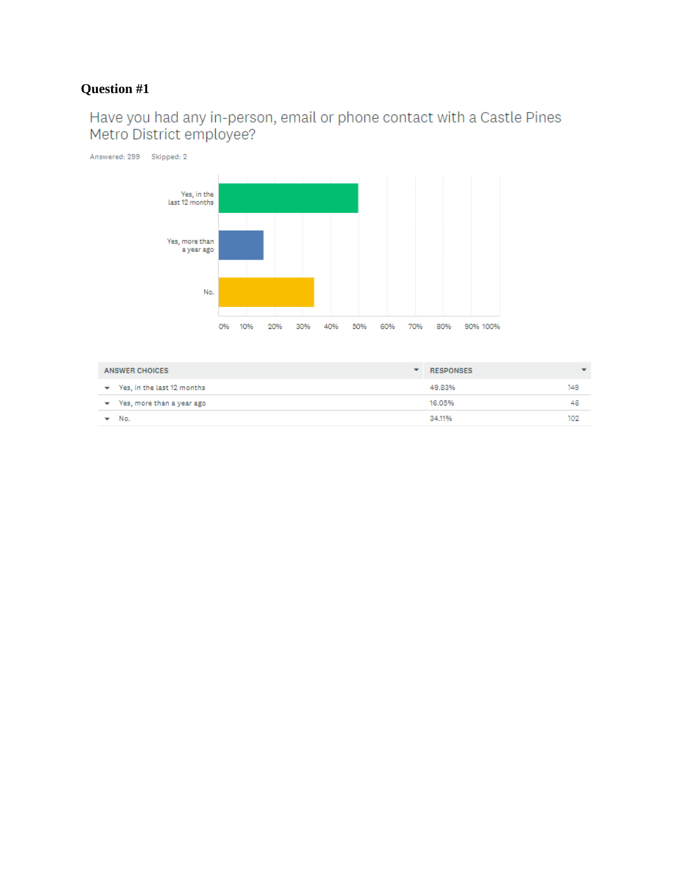**Question #1**

Have you had any in-person, email or phone contact with a Castle Pines Metro District employee?

Answered: 299 Skipped: 2

| ANSWER CHOICES | RESPONSES | |
|---|---|---|
| Yes, in the last 12 months | 49.83% | 149 |
| Yes, more than a year ago | 16.05% | 48 |
| No. | 34.11% | 102 |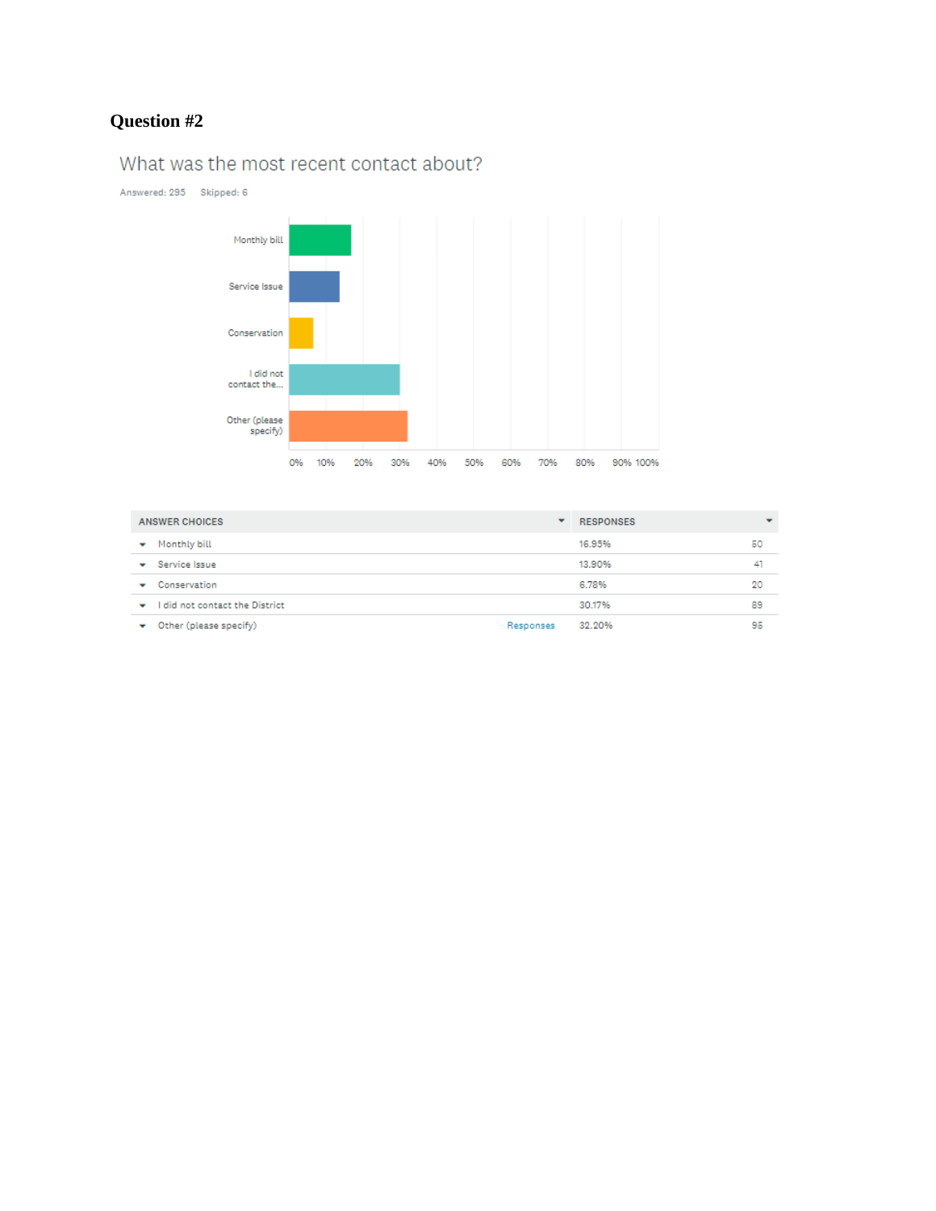## Question #2

What was the most recent contact about?

Answered: 295 Skipped: 6

| ANSWER CHOICES | | RESPONSES | |
|---|---|---|---|
| Monthly bill | | 16.95% | 50 |
| Service Issue | | 13.90% | 41 |
| Conservation | | 6.78% | 20 |
| I did not contact the District | | 30.17% | 89 |
| Other (please specify) | Responses | 32.20% | 95 |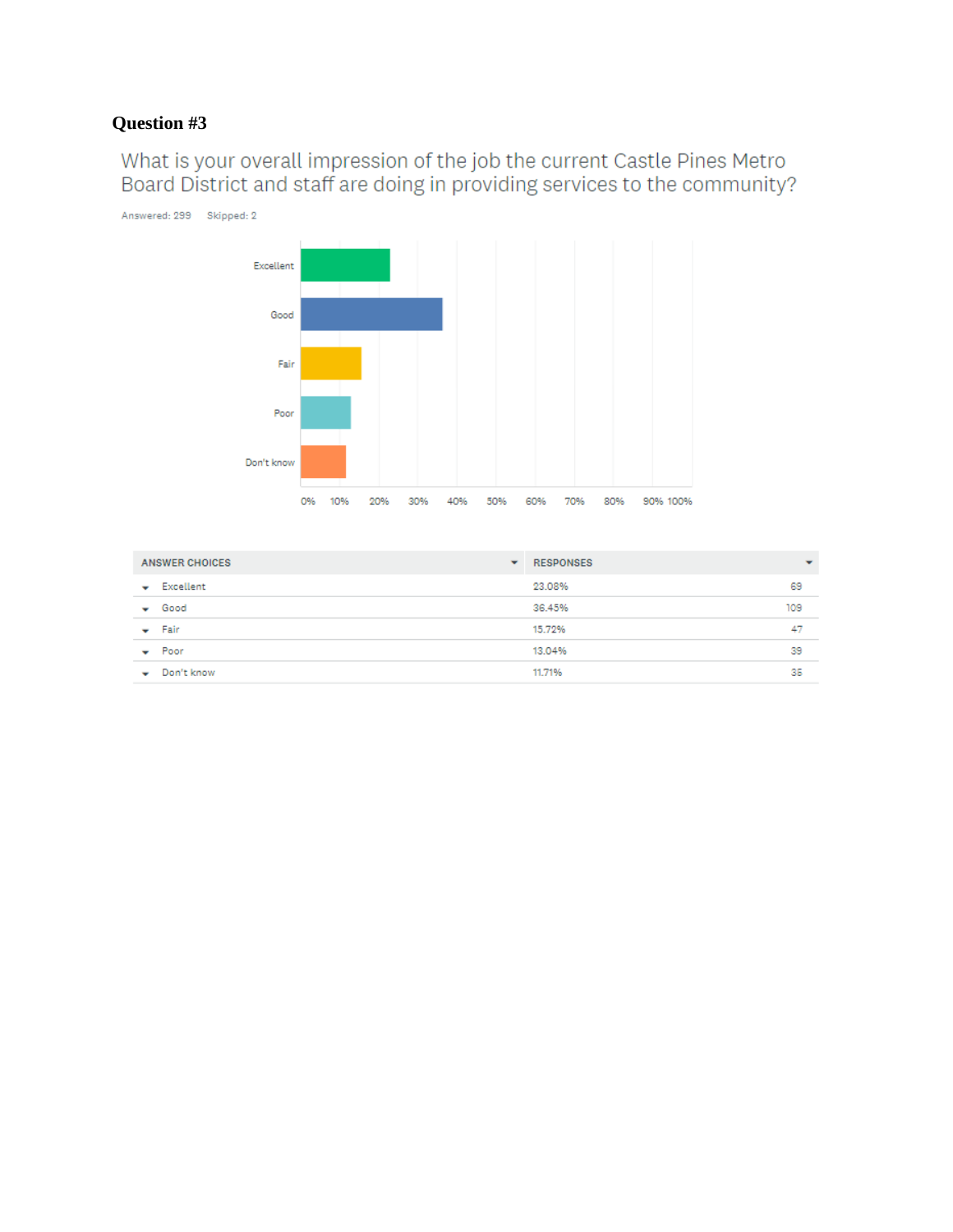**Question #3**

What is your overall impression of the job the current Castle Pines Metro Board District and staff are doing in providing services to the community?

Answered: 299 Skipped: 2

| ANSWER CHOICES | RESPONSES | |
|---|---|---|
| Excellent | 23.08% | 69 |
| Good | 36.45% | 109 |
| Fair | 15.72% | 47 |
| Poor | 13.04% | 39 |
| Don't know | 11.71% | 35 |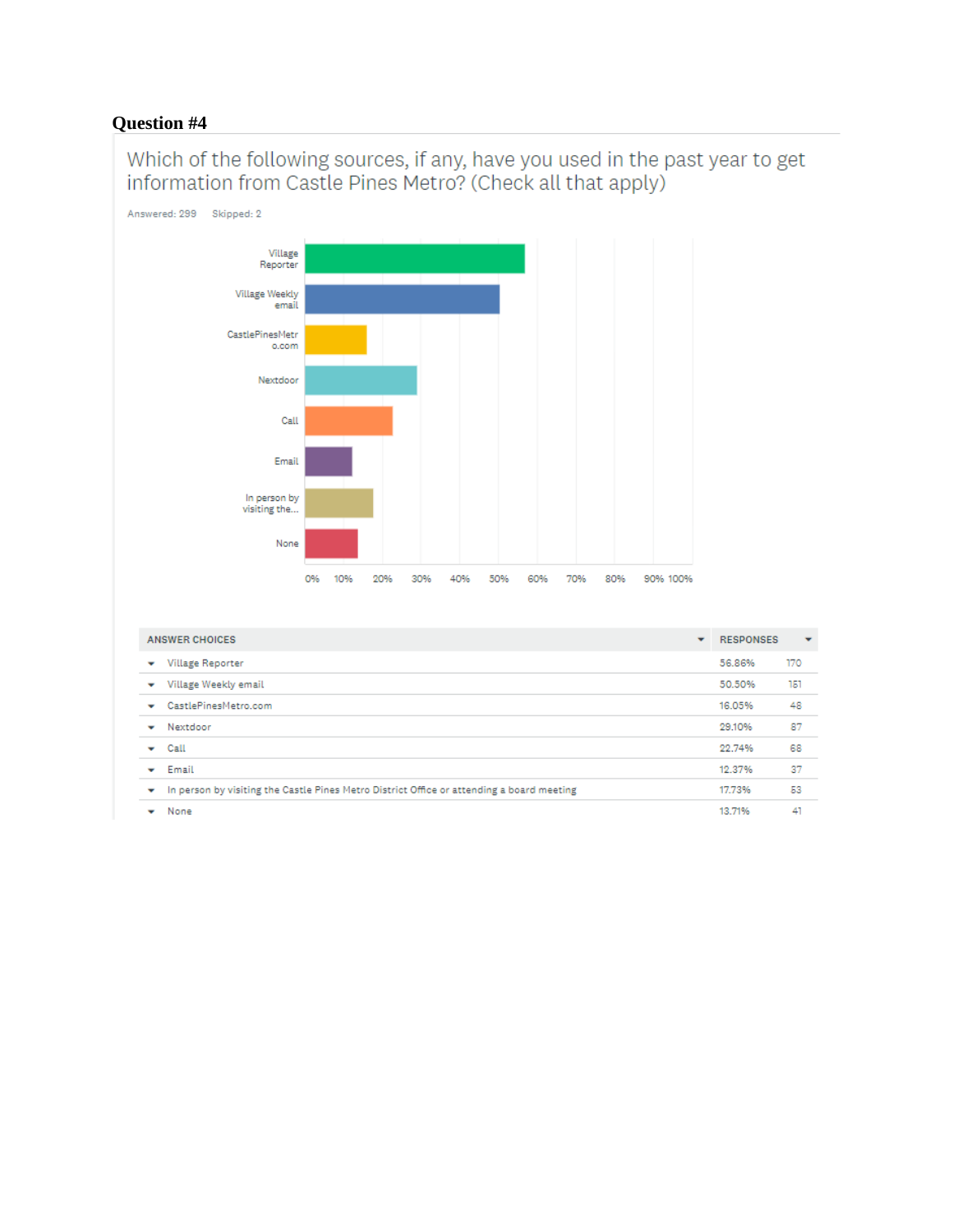## Question #4

Which of the following sources, if any, have you used in the past year to get information from Castle Pines Metro? (Check all that apply)

Answered: 299    Skipped: 2

| ANSWER CHOICES | RESPONSES | |
|---|---|---|
| Village Reporter | 56.86% | 170 |
| Village Weekly email | 50.50% | 151 |
| CastlePinesMetro.com | 16.05% | 48 |
| Nextdoor | 29.10% | 87 |
| Call | 22.74% | 68 |
| Email | 12.37% | 37 |
| In person by visiting the Castle Pines Metro District Office or attending a board meeting | 17.73% | 53 |
| None | 13.71% | 41 |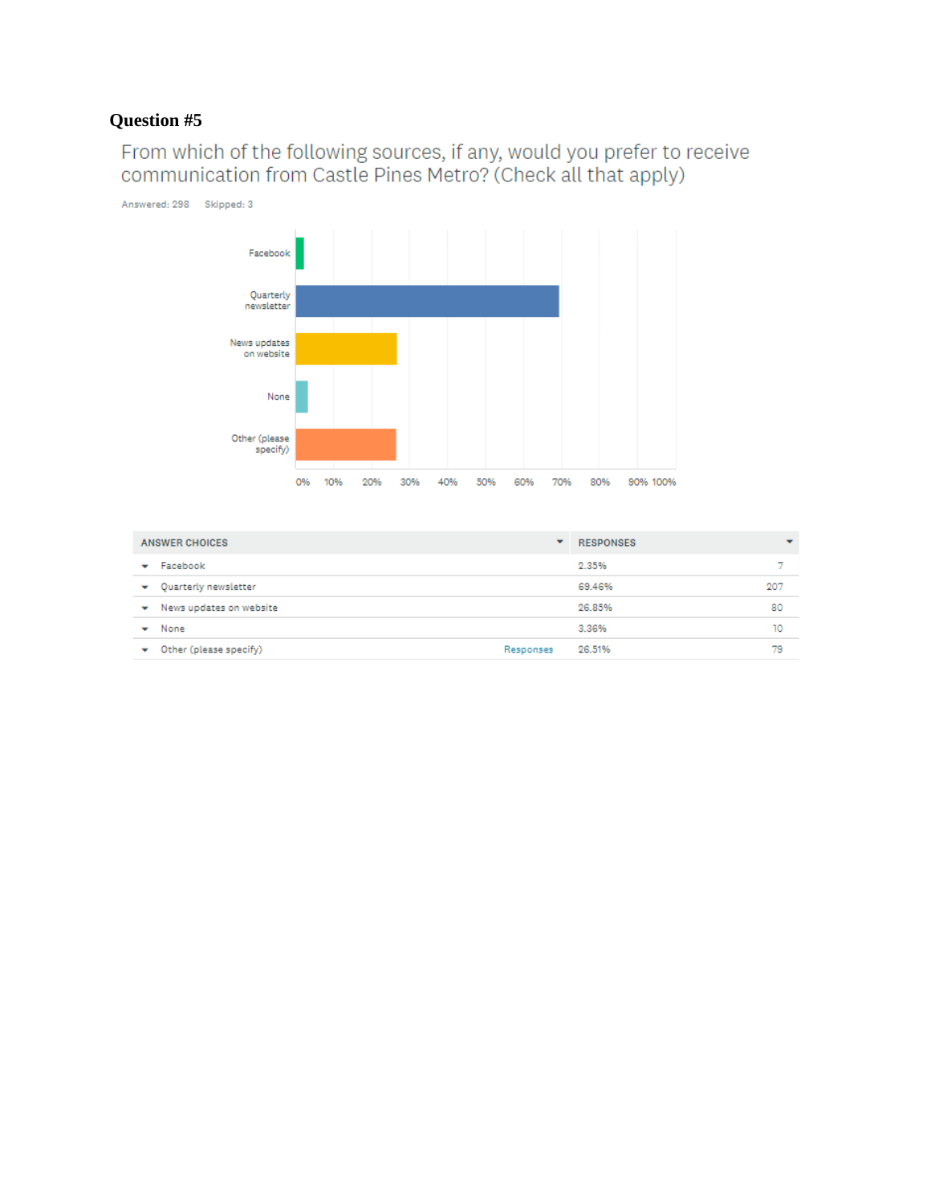### Question #5

From which of the following sources, if any, would you prefer to receive communication from Castle Pines Metro? (Check all that apply)

Answered: 298    Skipped: 3

| ANSWER CHOICES | | RESPONSES | |
|---|---|---|---|
| Facebook | | 2.35% | 7 |
| Quarterly newsletter | | 69.46% | 207 |
| News updates on website | | 26.85% | 80 |
| None | | 3.36% | 10 |
| Other (please specify) | Responses | 26.51% | 79 |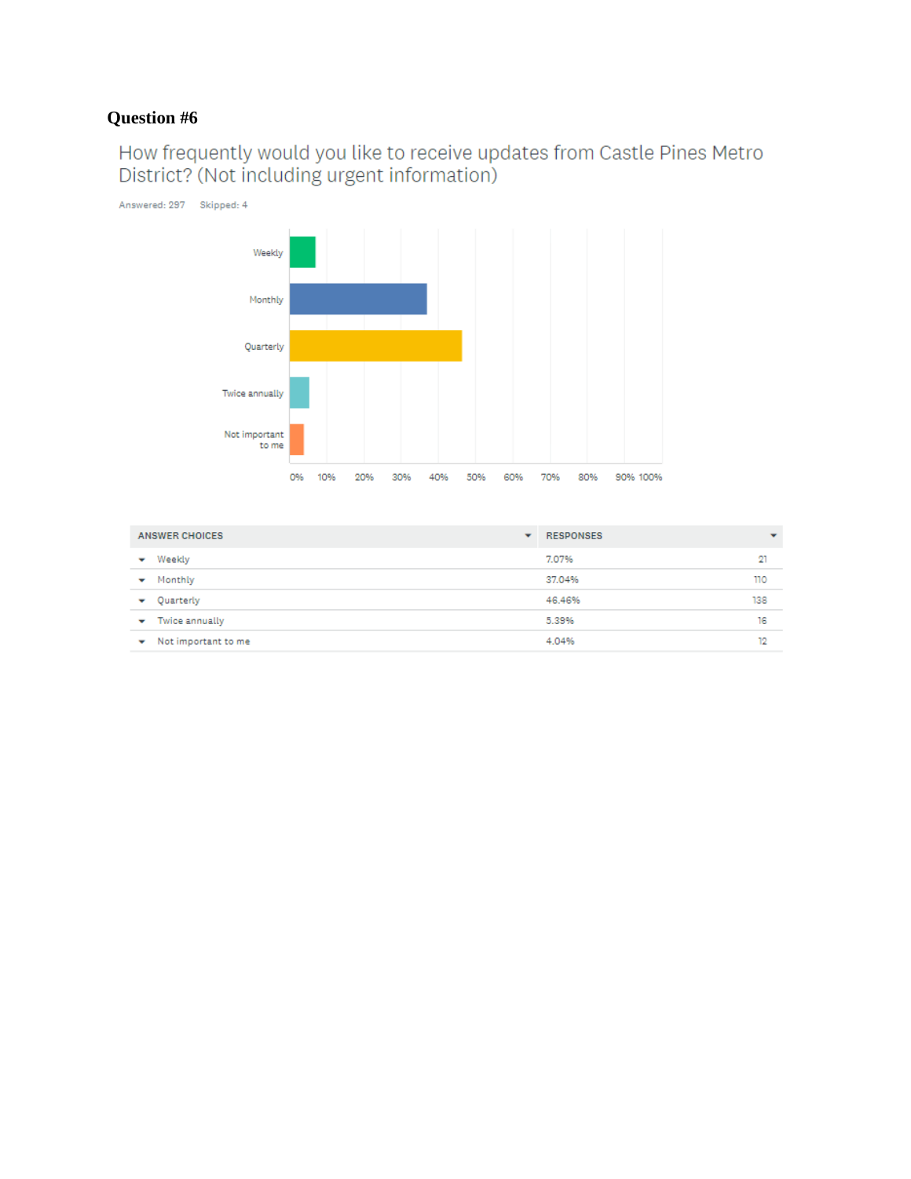## Question #6

How frequently would you like to receive updates from Castle Pines Metro District? (Not including urgent information)

Answered: 297    Skipped: 4

| ANSWER CHOICES | RESPONSES | |
|---|---|---|
| Weekly | 7.07% | 21 |
| Monthly | 37.04% | 110 |
| Quarterly | 46.46% | 138 |
| Twice annually | 5.39% | 16 |
| Not important to me | 4.04% | 12 |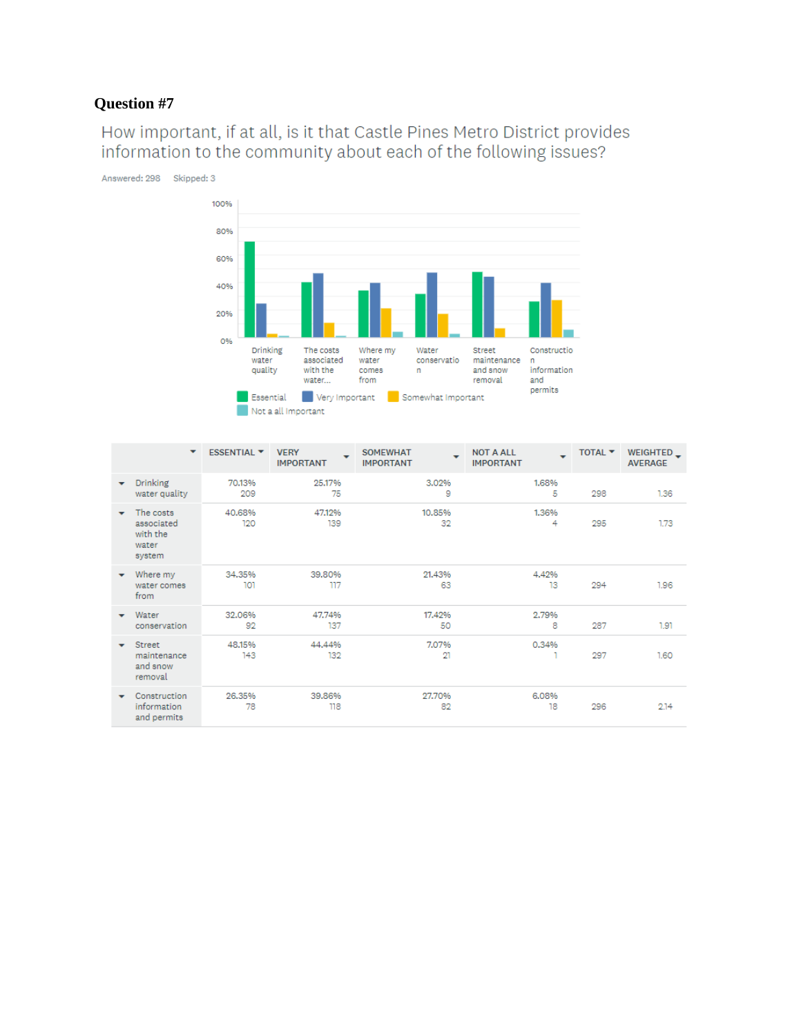**Question #7**

How important, if at all, is it that Castle Pines Metro District provides information to the community about each of the following issues?

Answered: 298 Skipped: 3

100%
80%
60%
40%
20%
0%

Drinking water quality
The costs associated with the water...
Where my water comes from
Water conservation
Street maintenance and snow removal
Construction information and permits

Essential
Very Important
Somewhat Important
Not a all Important

| | ESSENTIAL | VERY IMPORTANT | SOMEWHAT IMPORTANT | NOT A ALL IMPORTANT | TOTAL | WEIGHTED AVERAGE |
|---|---|---|---|---|---|---|
| Drinking water quality | 70.13% 209 | 25.17% 75 | 3.02% 9 | 1.68% 5 | 298 | 1.36 |
| The costs associated with the water system | 40.68% 120 | 47.12% 139 | 10.85% 32 | 1.36% 4 | 295 | 1.73 |
| Where my water comes from | 34.35% 101 | 39.80% 117 | 21.43% 63 | 4.42% 13 | 294 | 1.96 |
| Water conservation | 32.06% 92 | 47.74% 137 | 17.42% 50 | 2.79% 8 | 287 | 1.91 |
| Street maintenance and snow removal | 48.15% 143 | 44.44% 132 | 7.07% 21 | 0.34% 1 | 297 | 1.60 |
| Construction information and permits | 26.35% 78 | 39.86% 118 | 27.70% 82 | 6.08% 18 | 296 | 2.14 |